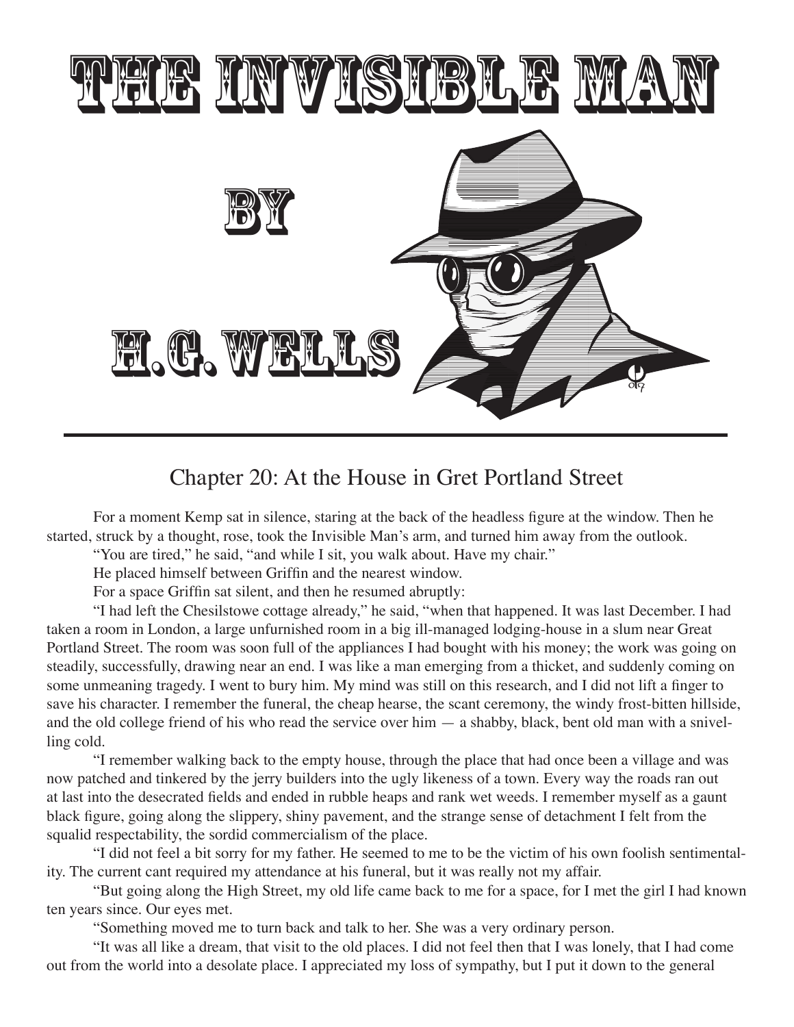# THE INVISIBLE MAN

# BY

# H.G. WELLS

---

## Chapter 20: At the House in Gret Portland Street

For a moment Kemp sat in silence, staring at the back of the headless figure at the window. Then he started, struck by a thought, rose, took the Invisible Man's arm, and turned him away from the outlook.

"You are tired," he said, "and while I sit, you walk about. Have my chair."

He placed himself between Griffin and the nearest window.

For a space Griffin sat silent, and then he resumed abruptly:

"I had left the Chesilstowe cottage already," he said, "when that happened. It was last December. I had taken a room in London, a large unfurnished room in a big ill-managed lodging-house in a slum near Great Portland Street. The room was soon full of the appliances I had bought with his money; the work was going on steadily, successfully, drawing near an end. I was like a man emerging from a thicket, and suddenly coming on some unmeaning tragedy. I went to bury him. My mind was still on this research, and I did not lift a finger to save his character. I remember the funeral, the cheap hearse, the scant ceremony, the windy frost-bitten hillside, and the old college friend of his who read the service over him — a shabby, black, bent old man with a snivelling cold.

"I remember walking back to the empty house, through the place that had once been a village and was now patched and tinkered by the jerry builders into the ugly likeness of a town. Every way the roads ran out at last into the desecrated fields and ended in rubble heaps and rank wet weeds. I remember myself as a gaunt black figure, going along the slippery, shiny pavement, and the strange sense of detachment I felt from the squalid respectability, the sordid commercialism of the place.

"I did not feel a bit sorry for my father. He seemed to me to be the victim of his own foolish sentimentality. The current cant required my attendance at his funeral, but it was really not my affair.

"But going along the High Street, my old life came back to me for a space, for I met the girl I had known ten years since. Our eyes met.

"Something moved me to turn back and talk to her. She was a very ordinary person.

"It was all like a dream, that visit to the old places. I did not feel then that I was lonely, that I had come out from the world into a desolate place. I appreciated my loss of sympathy, but I put it down to the general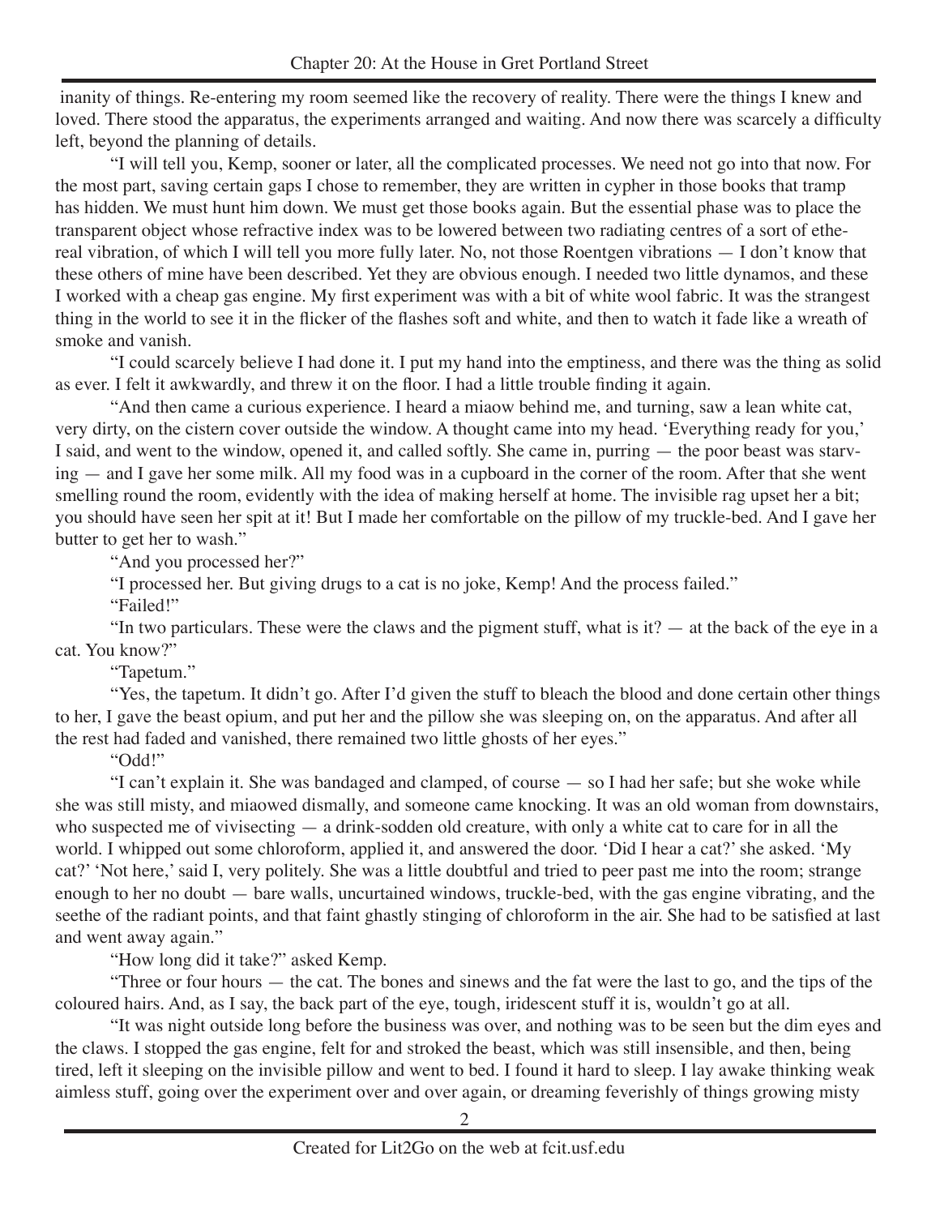inanity of things. Re-entering my room seemed like the recovery of reality. There were the things I knew and loved. There stood the apparatus, the experiments arranged and waiting. And now there was scarcely a difficulty left, beyond the planning of details.

"I will tell you, Kemp, sooner or later, all the complicated processes. We need not go into that now. For the most part, saving certain gaps I chose to remember, they are written in cypher in those books that tramp has hidden. We must hunt him down. We must get those books again. But the essential phase was to place the transparent object whose refractive index was to be lowered between two radiating centres of a sort of ethereal vibration, of which I will tell you more fully later. No, not those Roentgen vibrations — I don't know that these others of mine have been described. Yet they are obvious enough. I needed two little dynamos, and these I worked with a cheap gas engine. My first experiment was with a bit of white wool fabric. It was the strangest thing in the world to see it in the flicker of the flashes soft and white, and then to watch it fade like a wreath of smoke and vanish.

"I could scarcely believe I had done it. I put my hand into the emptiness, and there was the thing as solid as ever. I felt it awkwardly, and threw it on the floor. I had a little trouble finding it again.

"And then came a curious experience. I heard a miaow behind me, and turning, saw a lean white cat, very dirty, on the cistern cover outside the window. A thought came into my head. 'Everything ready for you,' I said, and went to the window, opened it, and called softly. She came in, purring — the poor beast was starving — and I gave her some milk. All my food was in a cupboard in the corner of the room. After that she went smelling round the room, evidently with the idea of making herself at home. The invisible rag upset her a bit; you should have seen her spit at it! But I made her comfortable on the pillow of my truckle-bed. And I gave her butter to get her to wash."

"And you processed her?"

"I processed her. But giving drugs to a cat is no joke, Kemp! And the process failed."

"Failed!"

"In two particulars. These were the claws and the pigment stuff, what is it? — at the back of the eye in a cat. You know?"

"Tapetum."

"Yes, the tapetum. It didn't go. After I'd given the stuff to bleach the blood and done certain other things to her, I gave the beast opium, and put her and the pillow she was sleeping on, on the apparatus. And after all the rest had faded and vanished, there remained two little ghosts of her eyes."

"Odd!"

"I can't explain it. She was bandaged and clamped, of course — so I had her safe; but she woke while she was still misty, and miaowed dismally, and someone came knocking. It was an old woman from downstairs, who suspected me of vivisecting — a drink-sodden old creature, with only a white cat to care for in all the world. I whipped out some chloroform, applied it, and answered the door. 'Did I hear a cat?' she asked. 'My cat?' 'Not here,' said I, very politely. She was a little doubtful and tried to peer past me into the room; strange enough to her no doubt — bare walls, uncurtained windows, truckle-bed, with the gas engine vibrating, and the seethe of the radiant points, and that faint ghastly stinging of chloroform in the air. She had to be satisfied at last and went away again."

"How long did it take?" asked Kemp.

"Three or four hours — the cat. The bones and sinews and the fat were the last to go, and the tips of the coloured hairs. And, as I say, the back part of the eye, tough, iridescent stuff it is, wouldn't go at all.

"It was night outside long before the business was over, and nothing was to be seen but the dim eyes and the claws. I stopped the gas engine, felt for and stroked the beast, which was still insensible, and then, being tired, left it sleeping on the invisible pillow and went to bed. I found it hard to sleep. I lay awake thinking weak aimless stuff, going over the experiment over and over again, or dreaming feverishly of things growing misty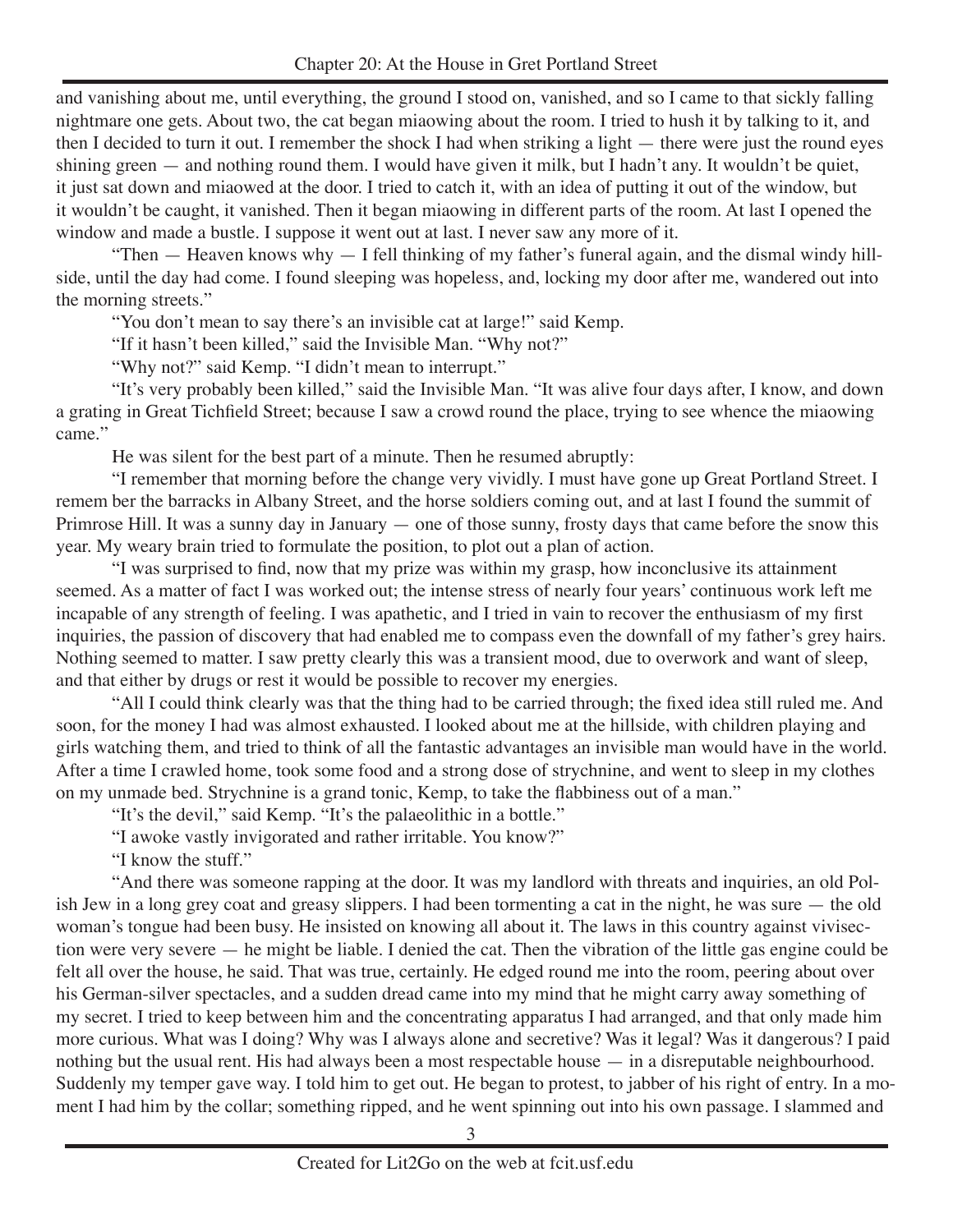and vanishing about me, until everything, the ground I stood on, vanished, and so I came to that sickly falling nightmare one gets. About two, the cat began miaowing about the room. I tried to hush it by talking to it, and then I decided to turn it out. I remember the shock I had when striking a light — there were just the round eyes shining green — and nothing round them. I would have given it milk, but I hadn't any. It wouldn't be quiet, it just sat down and miaowed at the door. I tried to catch it, with an idea of putting it out of the window, but it wouldn't be caught, it vanished. Then it began miaowing in different parts of the room. At last I opened the window and made a bustle. I suppose it went out at last. I never saw any more of it.

"Then — Heaven knows why — I fell thinking of my father's funeral again, and the dismal windy hillside, until the day had come. I found sleeping was hopeless, and, locking my door after me, wandered out into the morning streets."

"You don't mean to say there's an invisible cat at large!" said Kemp.

"If it hasn't been killed," said the Invisible Man. "Why not?"

"Why not?" said Kemp. "I didn't mean to interrupt."

"It's very probably been killed," said the Invisible Man. "It was alive four days after, I know, and down a grating in Great Tichfield Street; because I saw a crowd round the place, trying to see whence the miaowing came."

He was silent for the best part of a minute. Then he resumed abruptly:

"I remember that morning before the change very vividly. I must have gone up Great Portland Street. I remem ber the barracks in Albany Street, and the horse soldiers coming out, and at last I found the summit of Primrose Hill. It was a sunny day in January — one of those sunny, frosty days that came before the snow this year. My weary brain tried to formulate the position, to plot out a plan of action.

"I was surprised to find, now that my prize was within my grasp, how inconclusive its attainment seemed. As a matter of fact I was worked out; the intense stress of nearly four years' continuous work left me incapable of any strength of feeling. I was apathetic, and I tried in vain to recover the enthusiasm of my first inquiries, the passion of discovery that had enabled me to compass even the downfall of my father's grey hairs. Nothing seemed to matter. I saw pretty clearly this was a transient mood, due to overwork and want of sleep, and that either by drugs or rest it would be possible to recover my energies.

"All I could think clearly was that the thing had to be carried through; the fixed idea still ruled me. And soon, for the money I had was almost exhausted. I looked about me at the hillside, with children playing and girls watching them, and tried to think of all the fantastic advantages an invisible man would have in the world. After a time I crawled home, took some food and a strong dose of strychnine, and went to sleep in my clothes on my unmade bed. Strychnine is a grand tonic, Kemp, to take the flabbiness out of a man."

"It's the devil," said Kemp. "It's the palaeolithic in a bottle."

"I awoke vastly invigorated and rather irritable. You know?"

"I know the stuff."

"And there was someone rapping at the door. It was my landlord with threats and inquiries, an old Polish Jew in a long grey coat and greasy slippers. I had been tormenting a cat in the night, he was sure — the old woman's tongue had been busy. He insisted on knowing all about it. The laws in this country against vivisection were very severe — he might be liable. I denied the cat. Then the vibration of the little gas engine could be felt all over the house, he said. That was true, certainly. He edged round me into the room, peering about over his German-silver spectacles, and a sudden dread came into my mind that he might carry away something of my secret. I tried to keep between him and the concentrating apparatus I had arranged, and that only made him more curious. What was I doing? Why was I always alone and secretive? Was it legal? Was it dangerous? I paid nothing but the usual rent. His had always been a most respectable house — in a disreputable neighbourhood. Suddenly my temper gave way. I told him to get out. He began to protest, to jabber of his right of entry. In a moment I had him by the collar; something ripped, and he went spinning out into his own passage. I slammed and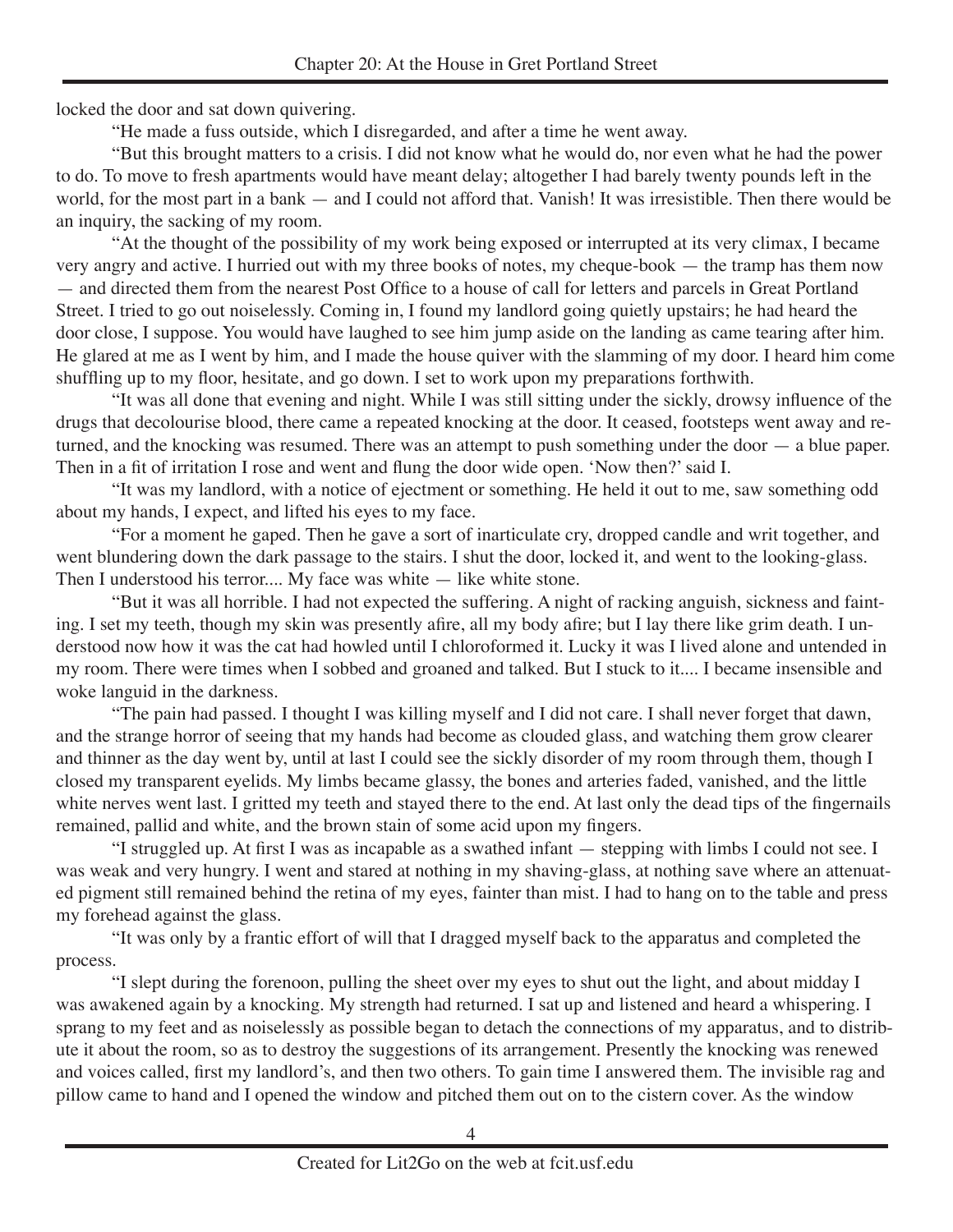locked the door and sat down quivering.

"He made a fuss outside, which I disregarded, and after a time he went away.

"But this brought matters to a crisis. I did not know what he would do, nor even what he had the power to do. To move to fresh apartments would have meant delay; altogether I had barely twenty pounds left in the world, for the most part in a bank — and I could not afford that. Vanish! It was irresistible. Then there would be an inquiry, the sacking of my room.

"At the thought of the possibility of my work being exposed or interrupted at its very climax, I became very angry and active. I hurried out with my three books of notes, my cheque-book — the tramp has them now — and directed them from the nearest Post Office to a house of call for letters and parcels in Great Portland Street. I tried to go out noiselessly. Coming in, I found my landlord going quietly upstairs; he had heard the door close, I suppose. You would have laughed to see him jump aside on the landing as came tearing after him. He glared at me as I went by him, and I made the house quiver with the slamming of my door. I heard him come shuffling up to my floor, hesitate, and go down. I set to work upon my preparations forthwith.

"It was all done that evening and night. While I was still sitting under the sickly, drowsy influence of the drugs that decolourise blood, there came a repeated knocking at the door. It ceased, footsteps went away and returned, and the knocking was resumed. There was an attempt to push something under the door — a blue paper. Then in a fit of irritation I rose and went and flung the door wide open. 'Now then?' said I.

"It was my landlord, with a notice of ejectment or something. He held it out to me, saw something odd about my hands, I expect, and lifted his eyes to my face.

"For a moment he gaped. Then he gave a sort of inarticulate cry, dropped candle and writ together, and went blundering down the dark passage to the stairs. I shut the door, locked it, and went to the looking-glass. Then I understood his terror.... My face was white — like white stone.

"But it was all horrible. I had not expected the suffering. A night of racking anguish, sickness and fainting. I set my teeth, though my skin was presently afire, all my body afire; but I lay there like grim death. I understood now how it was the cat had howled until I chloroformed it. Lucky it was I lived alone and untended in my room. There were times when I sobbed and groaned and talked. But I stuck to it.... I became insensible and woke languid in the darkness.

"The pain had passed. I thought I was killing myself and I did not care. I shall never forget that dawn, and the strange horror of seeing that my hands had become as clouded glass, and watching them grow clearer and thinner as the day went by, until at last I could see the sickly disorder of my room through them, though I closed my transparent eyelids. My limbs became glassy, the bones and arteries faded, vanished, and the little white nerves went last. I gritted my teeth and stayed there to the end. At last only the dead tips of the fingernails remained, pallid and white, and the brown stain of some acid upon my fingers.

"I struggled up. At first I was as incapable as a swathed infant — stepping with limbs I could not see. I was weak and very hungry. I went and stared at nothing in my shaving-glass, at nothing save where an attenuated pigment still remained behind the retina of my eyes, fainter than mist. I had to hang on to the table and press my forehead against the glass.

"It was only by a frantic effort of will that I dragged myself back to the apparatus and completed the process.

"I slept during the forenoon, pulling the sheet over my eyes to shut out the light, and about midday I was awakened again by a knocking. My strength had returned. I sat up and listened and heard a whispering. I sprang to my feet and as noiselessly as possible began to detach the connections of my apparatus, and to distribute it about the room, so as to destroy the suggestions of its arrangement. Presently the knocking was renewed and voices called, first my landlord's, and then two others. To gain time I answered them. The invisible rag and pillow came to hand and I opened the window and pitched them out on to the cistern cover. As the window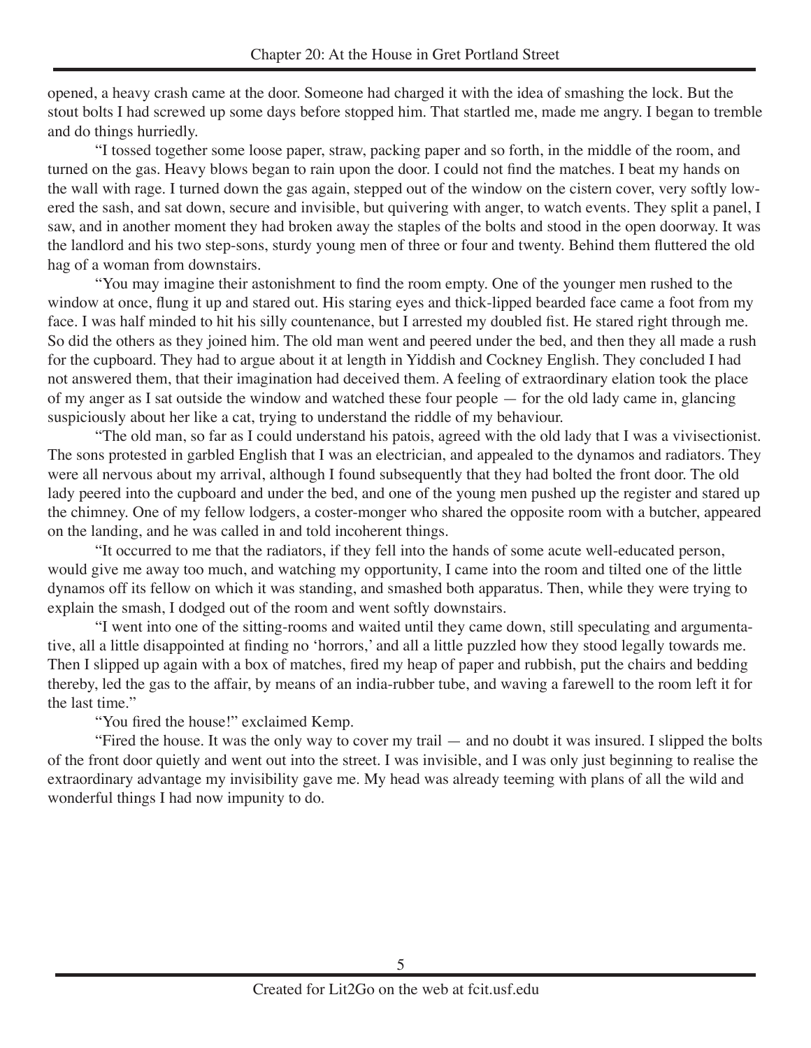opened, a heavy crash came at the door. Someone had charged it with the idea of smashing the lock. But the stout bolts I had screwed up some days before stopped him. That startled me, made me angry. I began to tremble and do things hurriedly.

"I tossed together some loose paper, straw, packing paper and so forth, in the middle of the room, and turned on the gas. Heavy blows began to rain upon the door. I could not find the matches. I beat my hands on the wall with rage. I turned down the gas again, stepped out of the window on the cistern cover, very softly lowered the sash, and sat down, secure and invisible, but quivering with anger, to watch events. They split a panel, I saw, and in another moment they had broken away the staples of the bolts and stood in the open doorway. It was the landlord and his two step-sons, sturdy young men of three or four and twenty. Behind them fluttered the old hag of a woman from downstairs.

"You may imagine their astonishment to find the room empty. One of the younger men rushed to the window at once, flung it up and stared out. His staring eyes and thick-lipped bearded face came a foot from my face. I was half minded to hit his silly countenance, but I arrested my doubled fist. He stared right through me. So did the others as they joined him. The old man went and peered under the bed, and then they all made a rush for the cupboard. They had to argue about it at length in Yiddish and Cockney English. They concluded I had not answered them, that their imagination had deceived them. A feeling of extraordinary elation took the place of my anger as I sat outside the window and watched these four people — for the old lady came in, glancing suspiciously about her like a cat, trying to understand the riddle of my behaviour.

"The old man, so far as I could understand his patois, agreed with the old lady that I was a vivisectionist. The sons protested in garbled English that I was an electrician, and appealed to the dynamos and radiators. They were all nervous about my arrival, although I found subsequently that they had bolted the front door. The old lady peered into the cupboard and under the bed, and one of the young men pushed up the register and stared up the chimney. One of my fellow lodgers, a coster-monger who shared the opposite room with a butcher, appeared on the landing, and he was called in and told incoherent things.

"It occurred to me that the radiators, if they fell into the hands of some acute well-educated person, would give me away too much, and watching my opportunity, I came into the room and tilted one of the little dynamos off its fellow on which it was standing, and smashed both apparatus. Then, while they were trying to explain the smash, I dodged out of the room and went softly downstairs.

"I went into one of the sitting-rooms and waited until they came down, still speculating and argumentative, all a little disappointed at finding no 'horrors,' and all a little puzzled how they stood legally towards me. Then I slipped up again with a box of matches, fired my heap of paper and rubbish, put the chairs and bedding thereby, led the gas to the affair, by means of an india-rubber tube, and waving a farewell to the room left it for the last time."

"You fired the house!" exclaimed Kemp.

"Fired the house. It was the only way to cover my trail — and no doubt it was insured. I slipped the bolts of the front door quietly and went out into the street. I was invisible, and I was only just beginning to realise the extraordinary advantage my invisibility gave me. My head was already teeming with plans of all the wild and wonderful things I had now impunity to do.